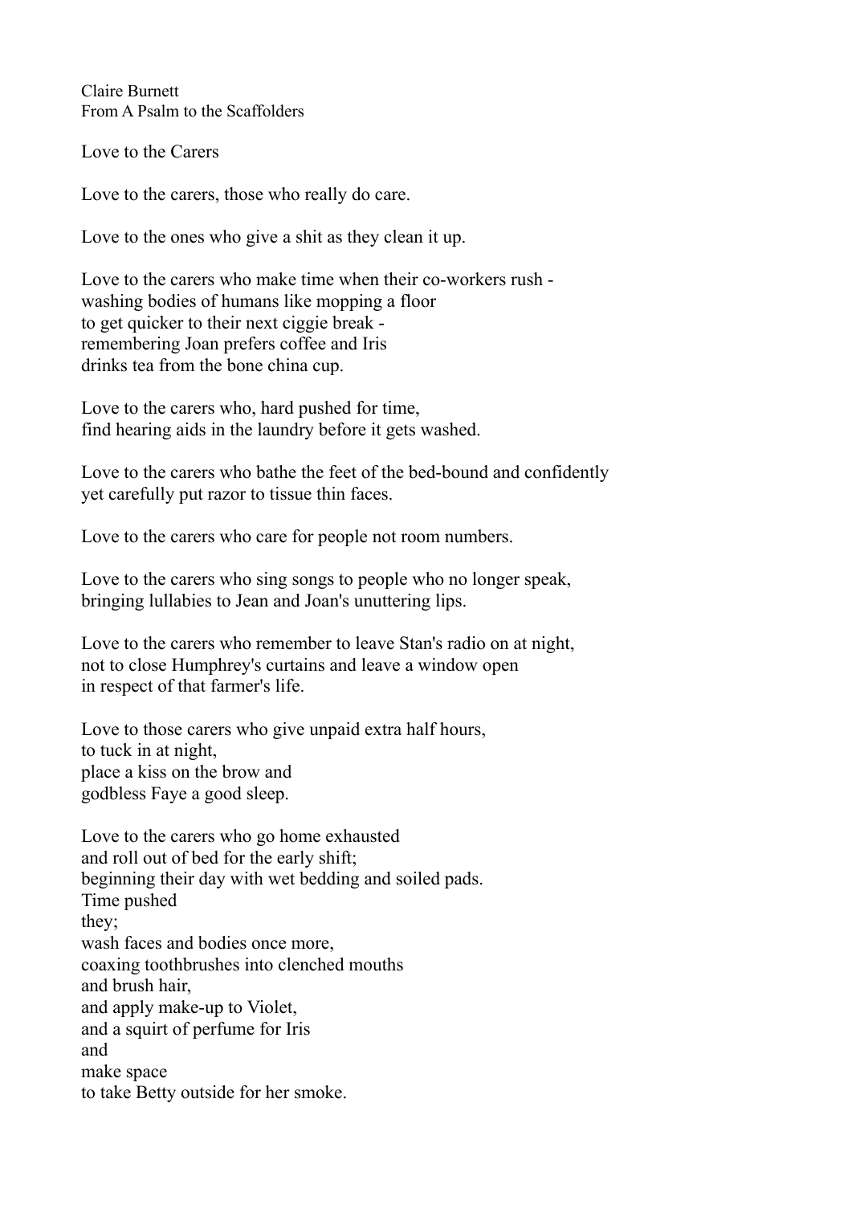Claire Burnett
From A Psalm to the Scaffolders

## Love to the Carers

Love to the carers, those who really do care.

Love to the ones who give a shit as they clean it up.

Love to the carers who make time when their co-workers rush -
washing bodies of humans like mopping a floor
to get quicker to their next ciggie break -
remembering Joan prefers coffee and Iris
drinks tea from the bone china cup.

Love to the carers who, hard pushed for time,
find hearing aids in the laundry before it gets washed.

Love to the carers who bathe the feet of the bed-bound and confidently
yet carefully put razor to tissue thin faces.

Love to the carers who care for people not room numbers.

Love to the carers who sing songs to people who no longer speak,
bringing lullabies to Jean and Joan's unuttering lips.

Love to the carers who remember to leave Stan's radio on at night,
not to close Humphrey's curtains and leave a window open
in respect of that farmer's life.

Love to those carers who give unpaid extra half hours,
to tuck in at night,
place a kiss on the brow and
godbless Faye a good sleep.

Love to the carers who go home exhausted
and roll out of bed for the early shift;
beginning their day with wet bedding and soiled pads.
Time pushed
they;
wash faces and bodies once more,
coaxing toothbrushes into clenched mouths
and brush hair,
and apply make-up to Violet,
and a squirt of perfume for Iris
and
make space
to take Betty outside for her smoke.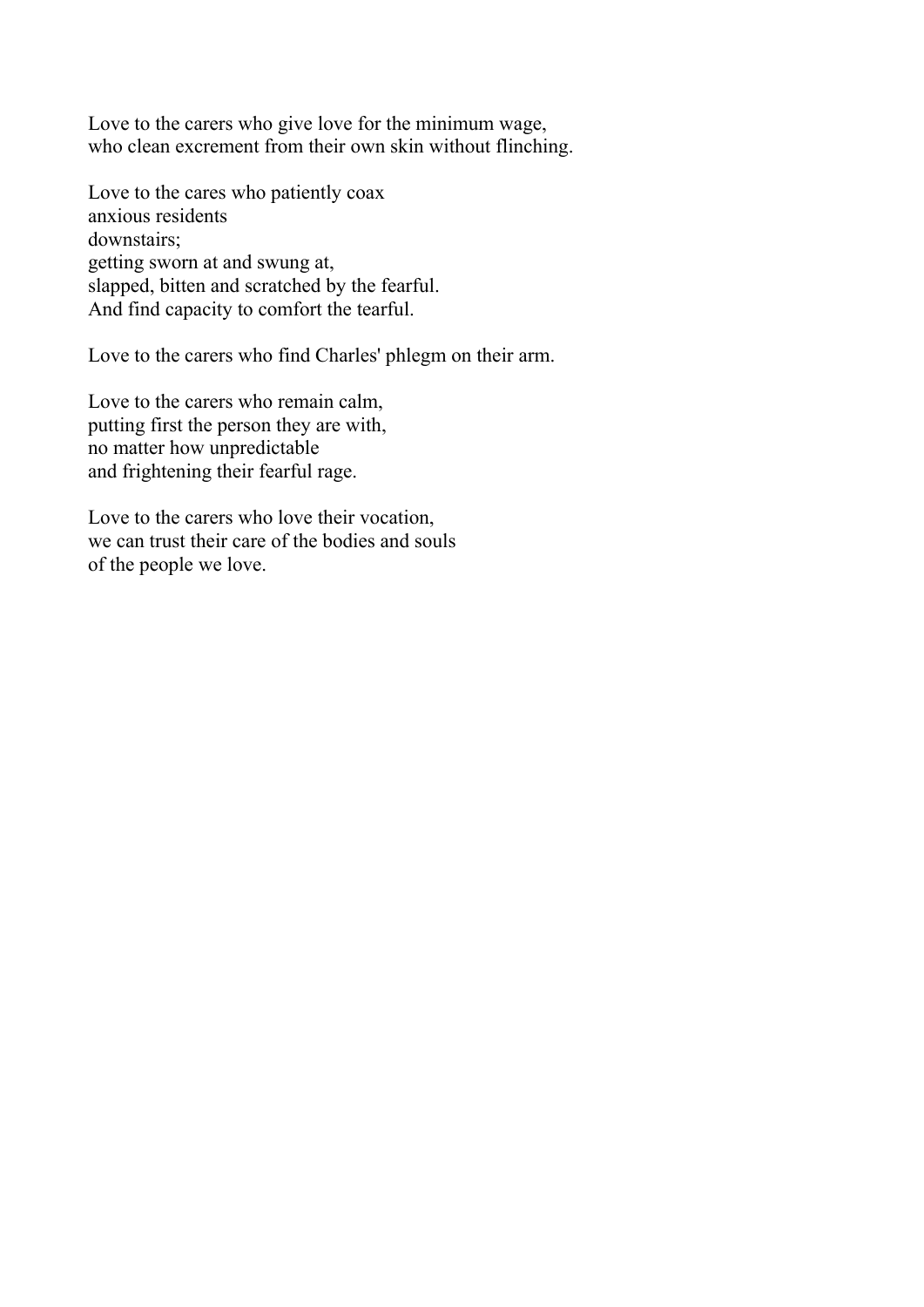Love to the carers who give love for the minimum wage,
who clean excrement from their own skin without flinching.

Love to the cares who patiently coax
anxious residents
downstairs;
getting sworn at and swung at,
slapped, bitten and scratched by the fearful.
And find capacity to comfort the tearful.

Love to the carers who find Charles' phlegm on their arm.

Love to the carers who remain calm,
putting first the person they are with,
no matter how unpredictable
and frightening their fearful rage.

Love to the carers who love their vocation,
we can trust their care of the bodies and souls
of the people we love.